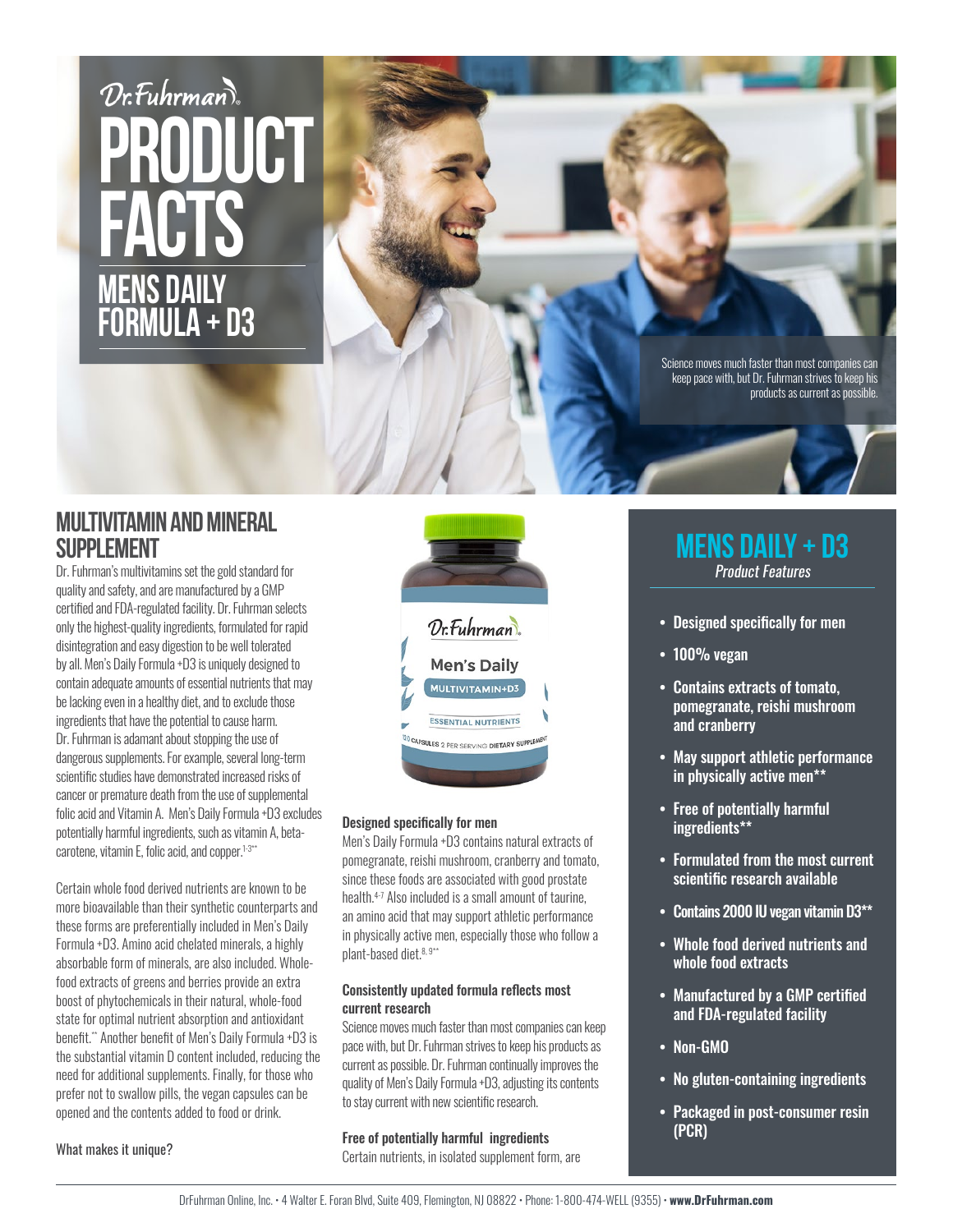Dr.Fuhrman

# PRODUCT FACTS

## MENS DAILY FORMULA + D3

Science moves much faster than most companies can keep pace with, but Dr. Fuhrman strives to keep his products as current as possible.

## MULTIVITAMIN AND MINERAL SUPPLEMENT

Dr. Fuhrman's multivitamins set the gold standard for quality and safety, and are manufactured by a GMP certified and FDA-regulated facility. Dr. Fuhrman selects only the highest-quality ingredients, formulated for rapid disintegration and easy digestion to be well tolerated by all. Men's Daily Formula +D3 is uniquely designed to contain adequate amounts of essential nutrients that may be lacking even in a healthy diet, and to exclude those ingredients that have the potential to cause harm. Dr. Fuhrman is adamant about stopping the use of dangerous supplements. For example, several long-term scientific studies have demonstrated increased risks of cancer or premature death from the use of supplemental folic acid and Vitamin A. Men's Daily Formula +D3 excludes potentially harmful ingredients, such as vitamin A, beta-carotene, vitamin E, folic acid, and copper.[1-3**]

Certain whole food derived nutrients are known to be more bioavailable than their synthetic counterparts and these forms are preferentially included in Men's Daily Formula +D3. Amino acid chelated minerals, a highly absorbable form of minerals, are also included. Whole-food extracts of greens and berries provide an extra boost of phytochemicals in their natural, whole-food state for optimal nutrient absorption and antioxidant benefit.** Another benefit of Men's Daily Formula +D3 is the substantial vitamin D content included, reducing the need for additional supplements. Finally, for those who prefer not to swallow pills, the vegan capsules can be opened and the contents added to food or drink.

What makes it unique?

Dr.Fuhrman
Men's Daily
MULTIVITAMIN+D3
ESSENTIAL NUTRIENTS
120 CAPSULES 2 PER SERVING DIETARY SUPPLEMENT

### Designed specifically for men

Men's Daily Formula +D3 contains natural extracts of pomegranate, reishi mushroom, cranberry and tomato, since these foods are associated with good prostate health.[4-7] Also included is a small amount of taurine, an amino acid that may support athletic performance in physically active men, especially those who follow a plant-based diet.[8, 9**]

### Consistently updated formula reflects most current research

Science moves much faster than most companies can keep pace with, but Dr. Fuhrman strives to keep his products as current as possible. Dr. Fuhrman continually improves the quality of Men's Daily Formula +D3, adjusting its contents to stay current with new scientific research.

### Free of potentially harmful ingredients

Certain nutrients, in isolated supplement form, are

## MENS DAILY + D3

*Product Features*

- **Designed specifically for men**
- **100% vegan**
- **Contains extracts of tomato, pomegranate, reishi mushroom and cranberry**
- **May support athletic performance in physically active men****
- **Free of potentially harmful ingredients****
- **Formulated from the most current scientific research available**
- **Contains 2000 IU vegan vitamin D3****
- **Whole food derived nutrients and whole food extracts**
- **Manufactured by a GMP certified and FDA-regulated facility**
- **Non-GMO**
- **No gluten-containing ingredients**
- **Packaged in post-consumer resin (PCR)**

DrFuhrman Online, Inc. • 4 Walter E. Foran Blvd, Suite 409, Flemington, NJ 08822 • Phone: 1-800-474-WELL (9355) • **www.DrFuhrman.com**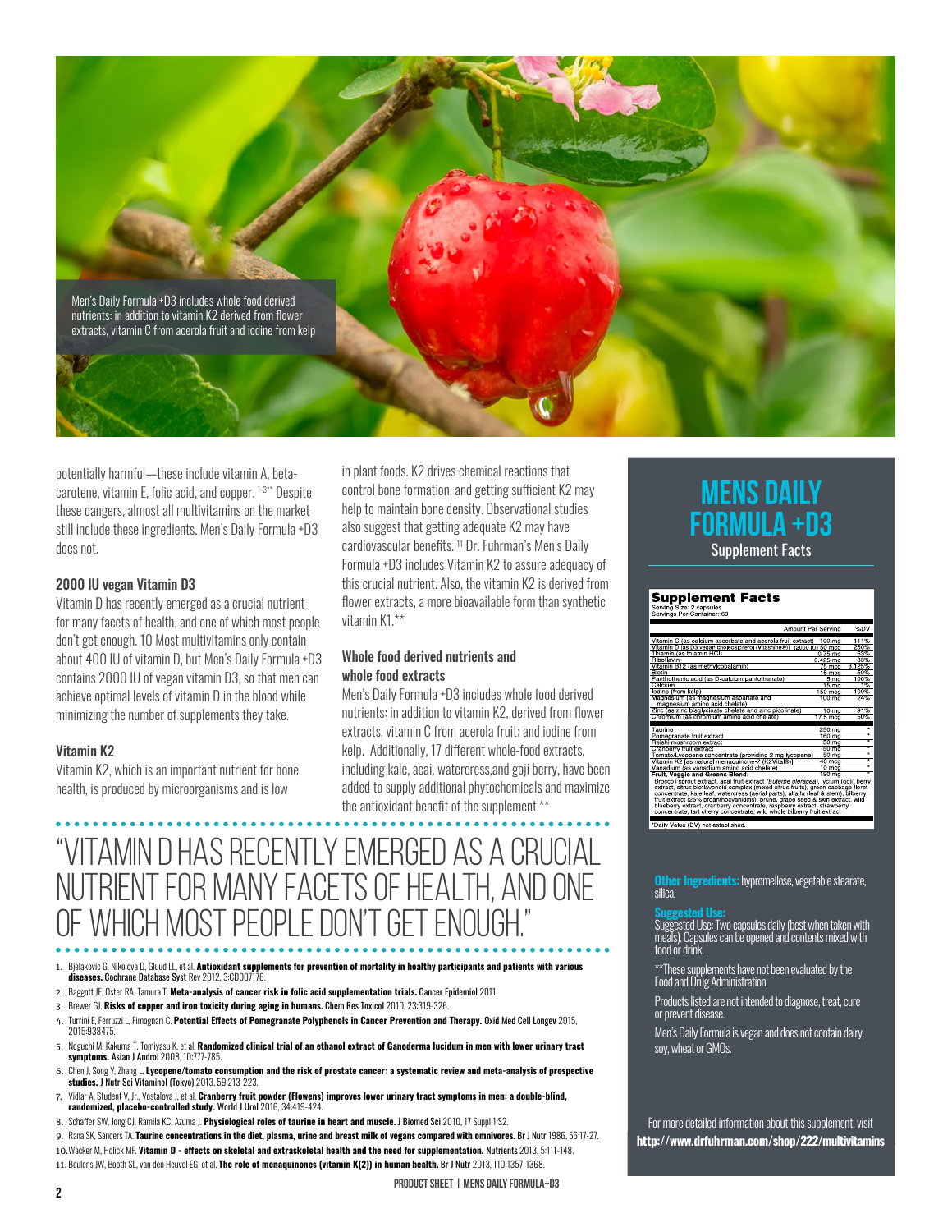Men's Daily Formula +D3 includes whole food derived nutrients: in addition to vitamin K2 derived from flower extracts, vitamin C from acerola fruit and iodine from kelp

potentially harmful—these include vitamin A, beta-carotene, vitamin E, folic acid, and copper. [1-3**] Despite these dangers, almost all multivitamins on the market still include these ingredients. Men's Daily Formula +D3 does not.

### 2000 IU vegan Vitamin D3

Vitamin D has recently emerged as a crucial nutrient for many facets of health, and one of which most people don't get enough. 10 Most multivitamins only contain about 400 IU of vitamin D, but Men's Daily Formula +D3 contains 2000 IU of vegan vitamin D3, so that men can achieve optimal levels of vitamin D in the blood while minimizing the number of supplements they take.

### Vitamin K2

Vitamin K2, which is an important nutrient for bone health, is produced by microorganisms and is low in plant foods. K2 drives chemical reactions that control bone formation, and getting sufficient K2 may help to maintain bone density. Observational studies also suggest that getting adequate K2 may have cardiovascular benefits. [11] Dr. Fuhrman's Men's Daily Formula +D3 includes Vitamin K2 to assure adequacy of this crucial nutrient. Also, the vitamin K2 is derived from flower extracts, a more bioavailable form than synthetic vitamin K1.**

### Whole food derived nutrients and whole food extracts

Men's Daily Formula +D3 includes whole food derived nutrients: in addition to vitamin K2, derived from flower extracts, vitamin C from acerola fruit; and iodine from kelp. Additionally, 17 different whole-food extracts, including kale, acai, watercress,and goji berry, have been added to supply additional phytochemicals and maximize the antioxidant benefit of the supplement.**

> "VITAMIN D HAS RECENTLY EMERGED AS A CRUCIAL NUTRIENT FOR MANY FACETS OF HEALTH, AND ONE OF WHICH MOST PEOPLE DON'T GET ENOUGH."

1. Bjelakovic G, Nikolova D, Gluud LL, et al. **Antioxidant supplements for prevention of mortality in healthy participants and patients with various diseases.** Cochrane Database Syst Rev 2012, 3:CD007176.
2. Baggott JE, Oster RA, Tamura T. **Meta-analysis of cancer risk in folic acid supplementation trials.** Cancer Epidemiol 2011.
3. Brewer GJ. **Risks of copper and iron toxicity during aging in humans.** Chem Res Toxicol 2010, 23:319-326.
4. Turrini E, Ferruzzi L, Fimognari C. **Potential Effects of Pomegranate Polyphenols in Cancer Prevention and Therapy.** Oxid Med Cell Longev 2015, 2015:938475.
5. Noguchi M, Kakuma T, Tomiyasu K, et al. **Randomized clinical trial of an ethanol extract of Ganoderma lucidum in men with lower urinary tract symptoms.** Asian J Androl 2008, 10:777-785.
6. Chen J, Song Y, Zhang L. **Lycopene/tomato consumption and the risk of prostate cancer: a systematic review and meta-analysis of prospective studies.** J Nutr Sci Vitaminol (Tokyo) 2013, 59:213-223.
7. Vidlar A, Student V, Jr., Vostalova J, et al. **Cranberry fruit powder (Flowens) improves lower urinary tract symptoms in men: a double-blind, randomized, placebo-controlled study.** World J Urol 2016, 34:419-424.
8. Schaffer SW, Jong CJ, Ramila KC, Azuma J. **Physiological roles of taurine in heart and muscle.** J Biomed Sci 2010, 17 Suppl 1:S2.
9. Rana SK, Sanders TA. **Taurine concentrations in the diet, plasma, urine and breast milk of vegans compared with omnivores.** Br J Nutr 1986, 56:17-27.
10. Wacker M, Holick MF. **Vitamin D - effects on skeletal and extraskeletal health and the need for supplementation.** Nutrients 2013, 5:111-148.
11. Beulens JW, Booth SL, van den Heuvel EG, et al. **The role of menaquinones (vitamin K(2)) in human health.** Br J Nutr 2013, 110:1357-1368.

## MENS DAILY FORMULA +D3

Supplement Facts

### Supplement Facts

Serving Size: 2 capsules
Servings Per Container: 60

| | Amount Per Serving | %DV |
|---|---|---|
| Vitamin C (as calcium ascorbate and acerola fruit extract) | 100 mg | 111% |
| Vitamin D (as D3 vegan cholecalciferol (Vitashine®)) (2000 IU) | 50 mcg | 250% |
| Thiamin (as thiamin HCl) | 0.75 mg | 63% |
| Riboflavin | 0.425 mg | 33% |
| Vitamin B12 (as methylcobalamin) | 75 mcg | 3,125% |
| Biotin | 15 mcg | 50% |
| Panthothenic acid (as D-calcium pantothenate) | 5 mg | 100% |
| Calcium | 15 mg | 1% |
| Iodine (from kelp) | 150 mcg | 100% |
| Magnesium (as magnesium aspartate and magnesium amino acid chelate) | 100 mg | 24% |
| Zinc (as zinc bisglycinate chelate and zinc picolinate) | 10 mg | 91% |
| Chromium (as chromium amino acid chelate) | 17.5 mcg | 50% |
| Taurine | 250 mg | * |
| Pomegranate fruit extract | 160 mg | * |
| Reishi mushroom extract | 50 mg | * |
| Cranberry fruit extract | 50 mg | * |
| Tomato/Lycopene concentrate (providing 2 mg lycopene) | 50 mg | * |
| Vitamin K2 (as natural menaquinone-7 (K2Vital®)) | 40 mcg | * |
| Vanadium (as vanadium amino acid chelate) | 10 mcg | * |
| **Fruit, Veggie and Greens Blend:** Broccoli sprout extract, acai fruit extract (*Euterpe oleracea*), lycium (goji) berry extract, citrus bioflavonoid complex (mixed citrus fruits), green cabbage floret concentrate, kale leaf, watercress (aerial parts), alfalfa (leaf & stem), bilberry fruit extract (25% proanthocyanidins), prune, grape seed & skin extract, wild blueberry extract, cranberry concentrate, raspberry extract, strawberry concentrate, tart cherry concentrate, wild whole bilberry fruit extract | 190 mg | * |

*Daily Value (DV) not established.

**Other Ingredients:** hypromellose, vegetable stearate, silica.

**Suggested Use:**
Suggested Use: Two capsules daily (best when taken with meals). Capsules can be opened and contents mixed with food or drink.

**These supplements have not been evaluated by the Food and Drug Administration.

Products listed are not intended to diagnose, treat, cure or prevent disease.

Men's Daily Formula is vegan and does not contain dairy, soy, wheat or GMOs.

For more detailed information about this supplement, visit **http://www.drfuhrman.com/shop/222/multivitamins**